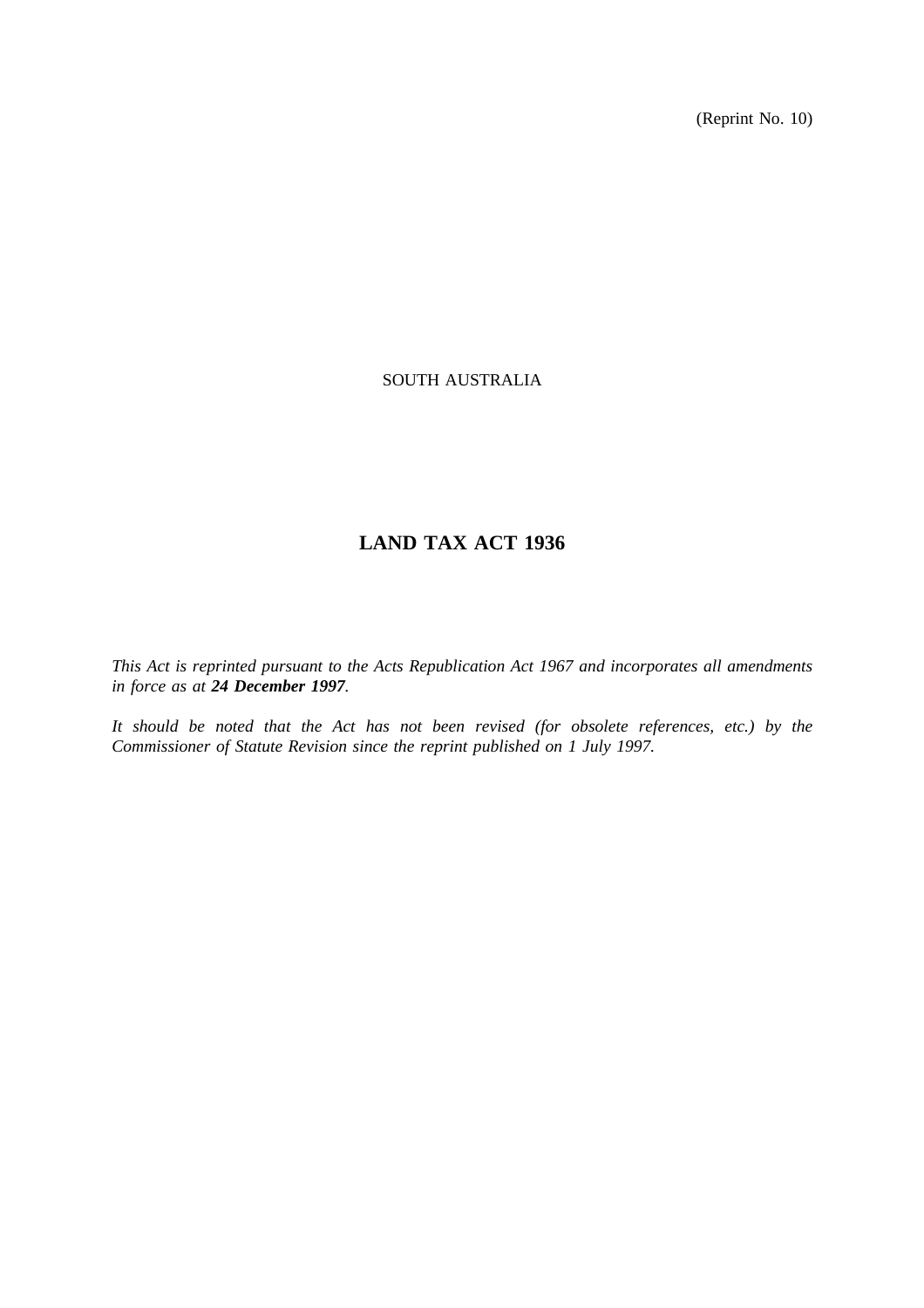(Reprint No. 10)

SOUTH AUSTRALIA

# LAND TAX ACT 1936

*This Act is reprinted pursuant to the Acts Republication Act 1967 and incorporates all amendments in force as at* ***24 December 1997****.*

*It should be noted that the Act has not been revised (for obsolete references, etc.) by the Commissioner of Statute Revision since the reprint published on 1 July 1997.*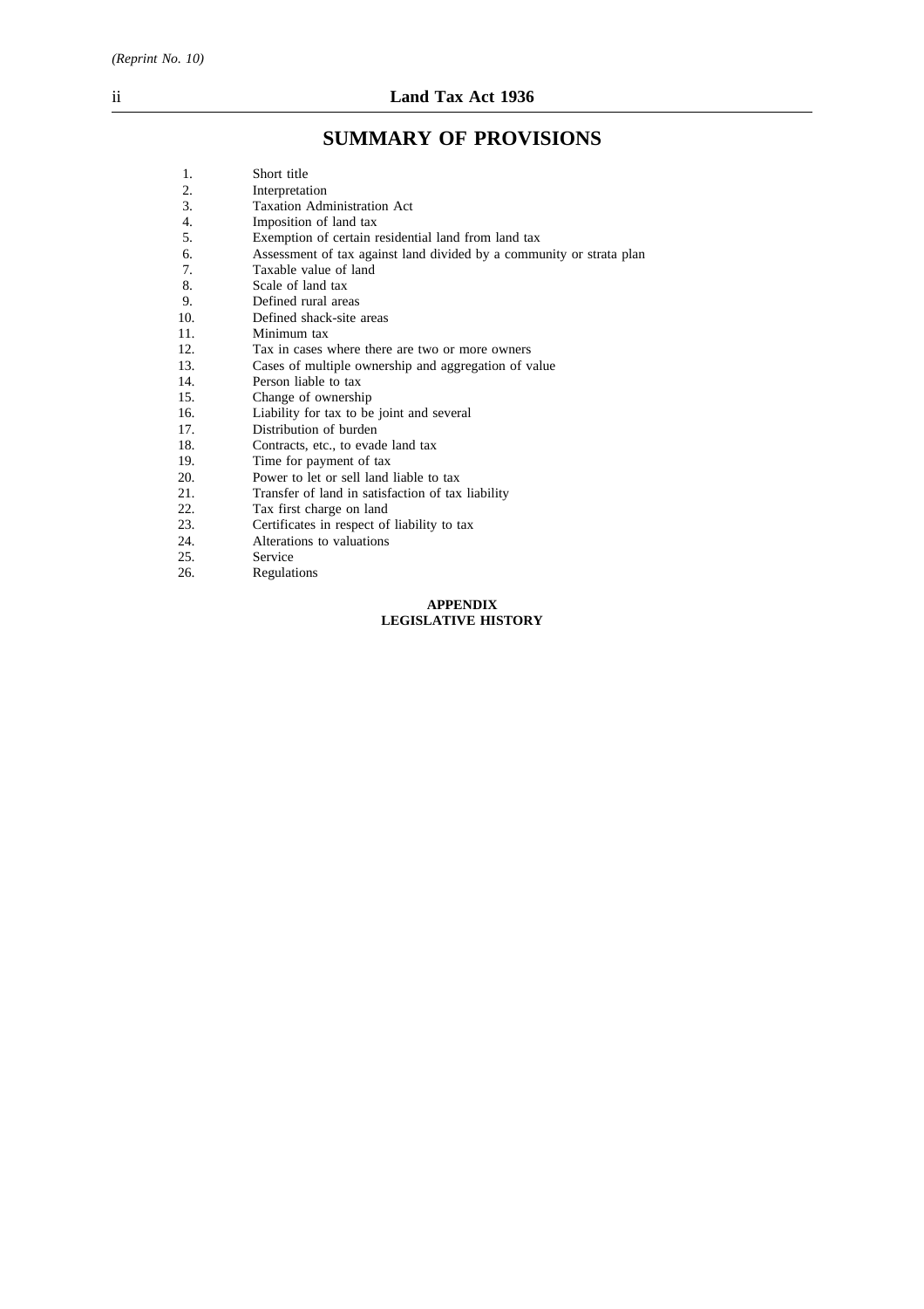# SUMMARY OF PROVISIONS

1. Short title
2. Interpretation
3. Taxation Administration Act
4. Imposition of land tax
5. Exemption of certain residential land from land tax
6. Assessment of tax against land divided by a community or strata plan
7. Taxable value of land
8. Scale of land tax
9. Defined rural areas
10. Defined shack-site areas
11. Minimum tax
12. Tax in cases where there are two or more owners
13. Cases of multiple ownership and aggregation of value
14. Person liable to tax
15. Change of ownership
16. Liability for tax to be joint and several
17. Distribution of burden
18. Contracts, etc., to evade land tax
19. Time for payment of tax
20. Power to let or sell land liable to tax
21. Transfer of land in satisfaction of tax liability
22. Tax first charge on land
23. Certificates in respect of liability to tax
24. Alterations to valuations
25. Service
26. Regulations

**APPENDIX**
**LEGISLATIVE HISTORY**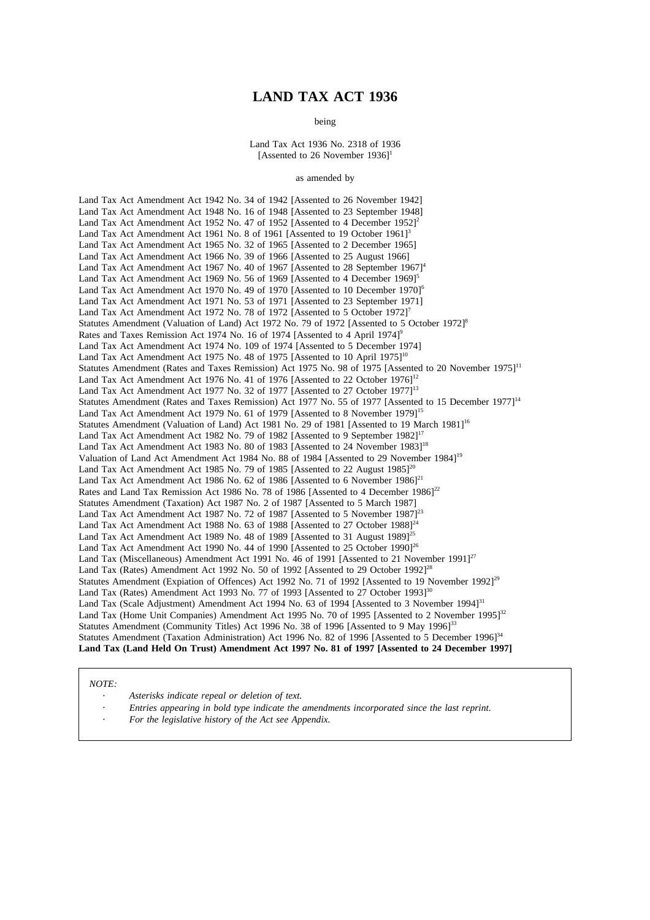# LAND TAX ACT 1936

being

Land Tax Act 1936 No. 2318 of 1936
[Assented to 26 November 1936][1]

as amended by

Land Tax Act Amendment Act 1942 No. 34 of 1942 [Assented to 26 November 1942]
Land Tax Act Amendment Act 1948 No. 16 of 1948 [Assented to 23 September 1948]
Land Tax Act Amendment Act 1952 No. 47 of 1952 [Assented to 4 December 1952][2]
Land Tax Act Amendment Act 1961 No. 8 of 1961 [Assented to 19 October 1961][3]
Land Tax Act Amendment Act 1965 No. 32 of 1965 [Assented to 2 December 1965]
Land Tax Act Amendment Act 1966 No. 39 of 1966 [Assented to 25 August 1966]
Land Tax Act Amendment Act 1967 No. 40 of 1967 [Assented to 28 September 1967][4]
Land Tax Act Amendment Act 1969 No. 56 of 1969 [Assented to 4 December 1969][5]
Land Tax Act Amendment Act 1970 No. 49 of 1970 [Assented to 10 December 1970][6]
Land Tax Act Amendment Act 1971 No. 53 of 1971 [Assented to 23 September 1971]
Land Tax Act Amendment Act 1972 No. 78 of 1972 [Assented to 5 October 1972][7]
Statutes Amendment (Valuation of Land) Act 1972 No. 79 of 1972 [Assented to 5 October 1972][8]
Rates and Taxes Remission Act 1974 No. 16 of 1974 [Assented to 4 April 1974][9]
Land Tax Act Amendment Act 1974 No. 109 of 1974 [Assented to 5 December 1974]
Land Tax Act Amendment Act 1975 No. 48 of 1975 [Assented to 10 April 1975][10]
Statutes Amendment (Rates and Taxes Remission) Act 1975 No. 98 of 1975 [Assented to 20 November 1975][11]
Land Tax Act Amendment Act 1976 No. 41 of 1976 [Assented to 22 October 1976][12]
Land Tax Act Amendment Act 1977 No. 32 of 1977 [Assented to 27 October 1977][13]
Statutes Amendment (Rates and Taxes Remission) Act 1977 No. 55 of 1977 [Assented to 15 December 1977][14]
Land Tax Act Amendment Act 1979 No. 61 of 1979 [Assented to 8 November 1979][15]
Statutes Amendment (Valuation of Land) Act 1981 No. 29 of 1981 [Assented to 19 March 1981][16]
Land Tax Act Amendment Act 1982 No. 79 of 1982 [Assented to 9 September 1982][17]
Land Tax Act Amendment Act 1983 No. 80 of 1983 [Assented to 24 November 1983][18]
Valuation of Land Act Amendment Act 1984 No. 88 of 1984 [Assented to 29 November 1984][19]
Land Tax Act Amendment Act 1985 No. 79 of 1985 [Assented to 22 August 1985][20]
Land Tax Act Amendment Act 1986 No. 62 of 1986 [Assented to 6 November 1986][21]
Rates and Land Tax Remission Act 1986 No. 78 of 1986 [Assented to 4 December 1986][22]
Statutes Amendment (Taxation) Act 1987 No. 2 of 1987 [Assented to 5 March 1987]
Land Tax Act Amendment Act 1987 No. 72 of 1987 [Assented to 5 November 1987][23]
Land Tax Act Amendment Act 1988 No. 63 of 1988 [Assented to 27 October 1988][24]
Land Tax Act Amendment Act 1989 No. 48 of 1989 [Assented to 31 August 1989][25]
Land Tax Act Amendment Act 1990 No. 44 of 1990 [Assented to 25 October 1990][26]
Land Tax (Miscellaneous) Amendment Act 1991 No. 46 of 1991 [Assented to 21 November 1991][27]
Land Tax (Rates) Amendment Act 1992 No. 50 of 1992 [Assented to 29 October 1992][28]
Statutes Amendment (Expiation of Offences) Act 1992 No. 71 of 1992 [Assented to 19 November 1992][29]
Land Tax (Rates) Amendment Act 1993 No. 77 of 1993 [Assented to 27 October 1993][30]
Land Tax (Scale Adjustment) Amendment Act 1994 No. 63 of 1994 [Assented to 3 November 1994][31]
Land Tax (Home Unit Companies) Amendment Act 1995 No. 70 of 1995 [Assented to 2 November 1995][32]
Statutes Amendment (Community Titles) Act 1996 No. 38 of 1996 [Assented to 9 May 1996][33]
Statutes Amendment (Taxation Administration) Act 1996 No. 82 of 1996 [Assented to 5 December 1996][34]
**Land Tax (Land Held On Trust) Amendment Act 1997 No. 81 of 1997 [Assented to 24 December 1997]**

*NOTE:*

- *Asterisks indicate repeal or deletion of text.*
- *Entries appearing in bold type indicate the amendments incorporated since the last reprint.*
- *For the legislative history of the Act see Appendix.*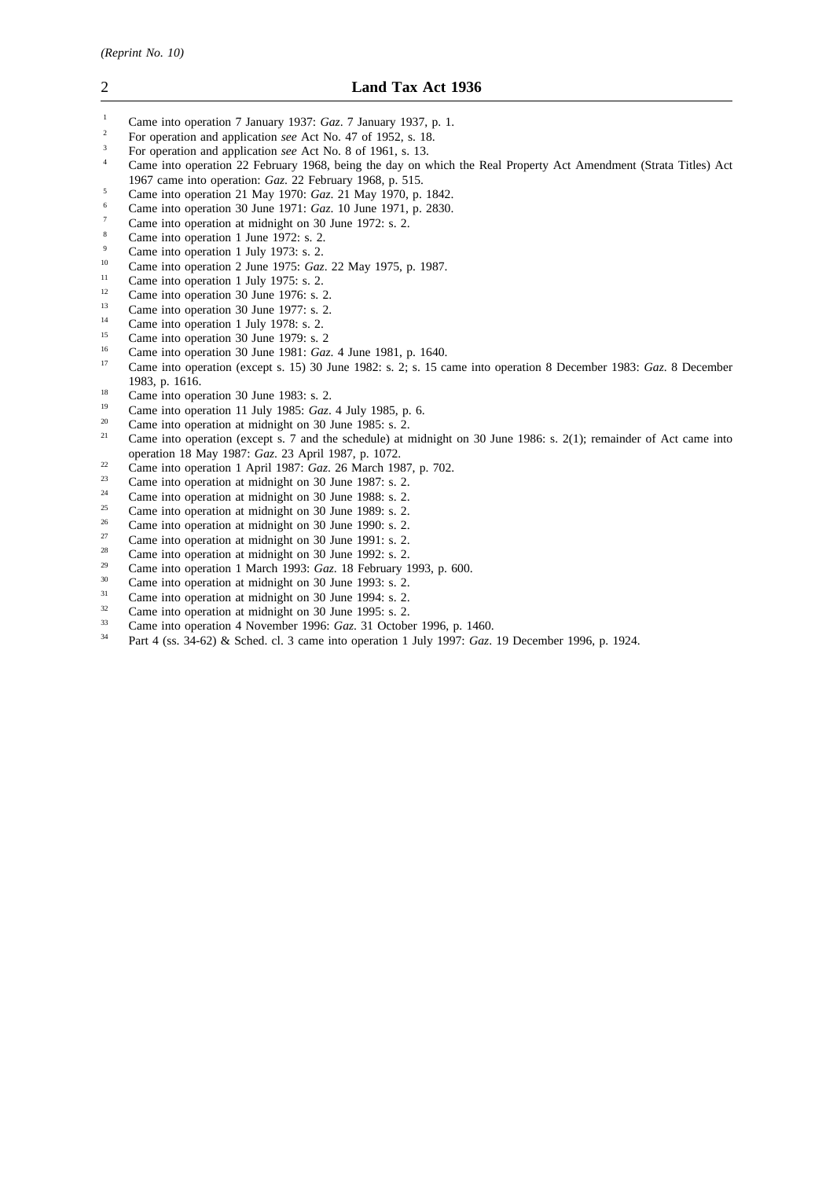[1] Came into operation 7 January 1937: *Gaz*. 7 January 1937, p. 1.

[2] For operation and application *see* Act No. 47 of 1952, s. 18.

[3] For operation and application *see* Act No. 8 of 1961, s. 13.

[4] Came into operation 22 February 1968, being the day on which the Real Property Act Amendment (Strata Titles) Act 1967 came into operation: *Gaz*. 22 February 1968, p. 515.

[5] Came into operation 21 May 1970: *Gaz*. 21 May 1970, p. 1842.

[6] Came into operation 30 June 1971: *Gaz*. 10 June 1971, p. 2830.

[7] Came into operation at midnight on 30 June 1972: s. 2.

[8] Came into operation 1 June 1972: s. 2.

[9] Came into operation 1 July 1973: s. 2.

[10] Came into operation 2 June 1975: *Gaz*. 22 May 1975, p. 1987.

[11] Came into operation 1 July 1975: s. 2.

[12] Came into operation 30 June 1976: s. 2.

[13] Came into operation 30 June 1977: s. 2.

[14] Came into operation 1 July 1978: s. 2.

[15] Came into operation 30 June 1979: s. 2

[16] Came into operation 30 June 1981: *Gaz*. 4 June 1981, p. 1640.

[17] Came into operation (except s. 15) 30 June 1982: s. 2; s. 15 came into operation 8 December 1983: *Gaz*. 8 December 1983, p. 1616.

[18] Came into operation 30 June 1983: s. 2.

[19] Came into operation 11 July 1985: *Gaz*. 4 July 1985, p. 6.

[20] Came into operation at midnight on 30 June 1985: s. 2.

[21] Came into operation (except s. 7 and the schedule) at midnight on 30 June 1986: s. 2(1); remainder of Act came into operation 18 May 1987: *Gaz*. 23 April 1987, p. 1072.

[22] Came into operation 1 April 1987: *Gaz*. 26 March 1987, p. 702.

[23] Came into operation at midnight on 30 June 1987: s. 2.

[24] Came into operation at midnight on 30 June 1988: s. 2.

[25] Came into operation at midnight on 30 June 1989: s. 2.

[26] Came into operation at midnight on 30 June 1990: s. 2.

[27] Came into operation at midnight on 30 June 1991: s. 2.

[28] Came into operation at midnight on 30 June 1992: s. 2.

[29] Came into operation 1 March 1993: *Gaz*. 18 February 1993, p. 600.

[30] Came into operation at midnight on 30 June 1993: s. 2.

[31] Came into operation at midnight on 30 June 1994: s. 2.

[32] Came into operation at midnight on 30 June 1995: s. 2.

[33] Came into operation 4 November 1996: *Gaz*. 31 October 1996, p. 1460.

[34] Part 4 (ss. 34-62) & Sched. cl. 3 came into operation 1 July 1997: *Gaz*. 19 December 1996, p. 1924.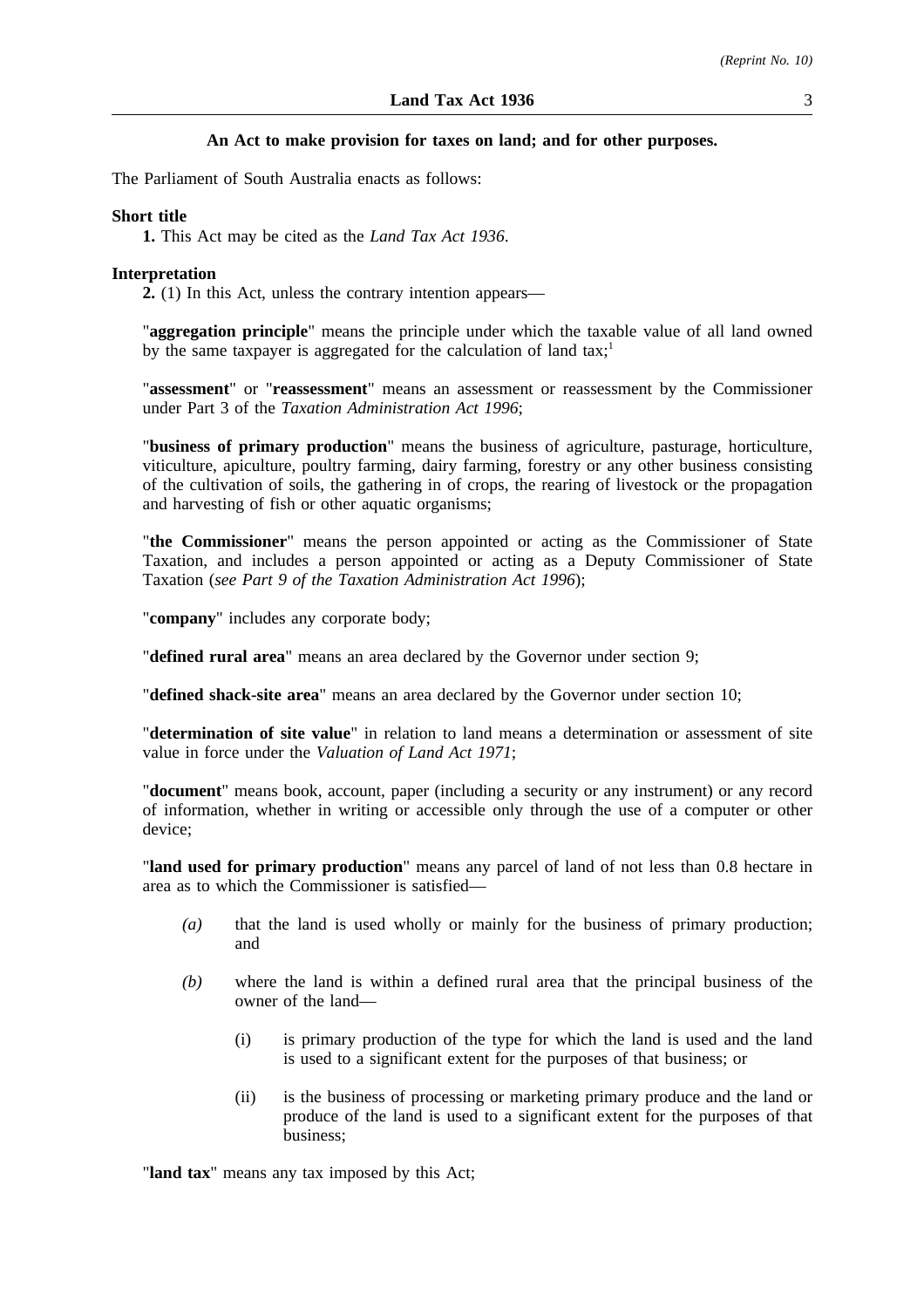**An Act to make provision for taxes on land; and for other purposes.**

The Parliament of South Australia enacts as follows:

**Short title**

**1.** This Act may be cited as the *Land Tax Act 1936*.

**Interpretation**

**2.** (1) In this Act, unless the contrary intention appears—

"**aggregation principle**" means the principle under which the taxable value of all land owned by the same taxpayer is aggregated for the calculation of land tax;[1]

"**assessment**" or "**reassessment**" means an assessment or reassessment by the Commissioner under Part 3 of the *Taxation Administration Act 1996*;

"**business of primary production**" means the business of agriculture, pasturage, horticulture, viticulture, apiculture, poultry farming, dairy farming, forestry or any other business consisting of the cultivation of soils, the gathering in of crops, the rearing of livestock or the propagation and harvesting of fish or other aquatic organisms;

"**the Commissioner**" means the person appointed or acting as the Commissioner of State Taxation, and includes a person appointed or acting as a Deputy Commissioner of State Taxation (*see Part 9 of the Taxation Administration Act 1996*);

"**company**" includes any corporate body;

"**defined rural area**" means an area declared by the Governor under section 9;

"**defined shack-site area**" means an area declared by the Governor under section 10;

"**determination of site value**" in relation to land means a determination or assessment of site value in force under the *Valuation of Land Act 1971*;

"**document**" means book, account, paper (including a security or any instrument) or any record of information, whether in writing or accessible only through the use of a computer or other device;

"**land used for primary production**" means any parcel of land of not less than 0.8 hectare in area as to which the Commissioner is satisfied—

- *(a)* that the land is used wholly or mainly for the business of primary production; and
- *(b)* where the land is within a defined rural area that the principal business of the owner of the land—
    - (i) is primary production of the type for which the land is used and the land is used to a significant extent for the purposes of that business; or
    - (ii) is the business of processing or marketing primary produce and the land or produce of the land is used to a significant extent for the purposes of that business;

"**land tax**" means any tax imposed by this Act;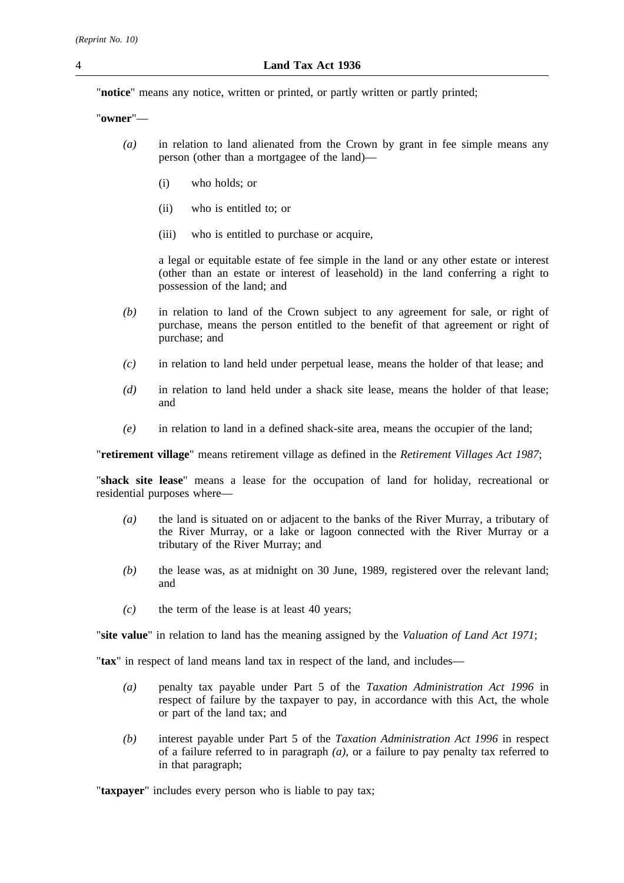"**notice**" means any notice, written or printed, or partly written or partly printed;

"**owner**"—

*(a)* in relation to land alienated from the Crown by grant in fee simple means any person (other than a mortgagee of the land)—

(i) who holds; or

(ii) who is entitled to; or

(iii) who is entitled to purchase or acquire,

a legal or equitable estate of fee simple in the land or any other estate or interest (other than an estate or interest of leasehold) in the land conferring a right to possession of the land; and

*(b)* in relation to land of the Crown subject to any agreement for sale, or right of purchase, means the person entitled to the benefit of that agreement or right of purchase; and

*(c)* in relation to land held under perpetual lease, means the holder of that lease; and

*(d)* in relation to land held under a shack site lease, means the holder of that lease; and

*(e)* in relation to land in a defined shack-site area, means the occupier of the land;

"**retirement village**" means retirement village as defined in the *Retirement Villages Act 1987*;

"**shack site lease**" means a lease for the occupation of land for holiday, recreational or residential purposes where—

*(a)* the land is situated on or adjacent to the banks of the River Murray, a tributary of the River Murray, or a lake or lagoon connected with the River Murray or a tributary of the River Murray; and

*(b)* the lease was, as at midnight on 30 June, 1989, registered over the relevant land; and

*(c)* the term of the lease is at least 40 years;

"**site value**" in relation to land has the meaning assigned by the *Valuation of Land Act 1971*;

"**tax**" in respect of land means land tax in respect of the land, and includes—

*(a)* penalty tax payable under Part 5 of the *Taxation Administration Act 1996* in respect of failure by the taxpayer to pay, in accordance with this Act, the whole or part of the land tax; and

*(b)* interest payable under Part 5 of the *Taxation Administration Act 1996* in respect of a failure referred to in paragraph *(a)*, or a failure to pay penalty tax referred to in that paragraph;

"**taxpayer**" includes every person who is liable to pay tax;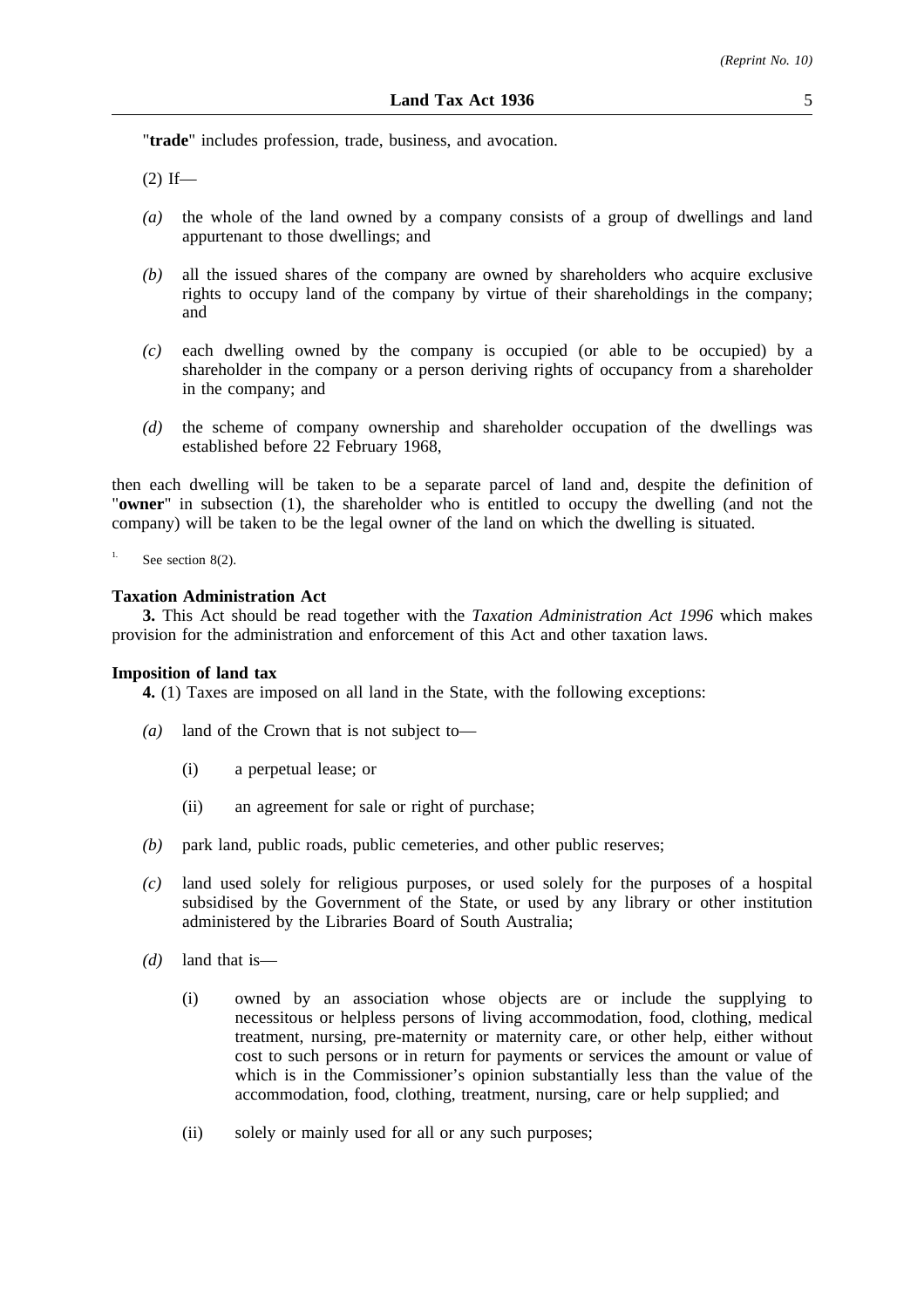"**trade**" includes profession, trade, business, and avocation.

(2) If—

*(a)* the whole of the land owned by a company consists of a group of dwellings and land appurtenant to those dwellings; and

*(b)* all the issued shares of the company are owned by shareholders who acquire exclusive rights to occupy land of the company by virtue of their shareholdings in the company; and

*(c)* each dwelling owned by the company is occupied (or able to be occupied) by a shareholder in the company or a person deriving rights of occupancy from a shareholder in the company; and

*(d)* the scheme of company ownership and shareholder occupation of the dwellings was established before 22 February 1968,

then each dwelling will be taken to be a separate parcel of land and, despite the definition of "**owner**" in subsection (1), the shareholder who is entitled to occupy the dwelling (and not the company) will be taken to be the legal owner of the land on which the dwelling is situated.

[1.] See section 8(2).

**Taxation Administration Act**

**3.** This Act should be read together with the *Taxation Administration Act 1996* which makes provision for the administration and enforcement of this Act and other taxation laws.

**Imposition of land tax**

**4.** (1) Taxes are imposed on all land in the State, with the following exceptions:

*(a)* land of the Crown that is not subject to—

(i) a perpetual lease; or

(ii) an agreement for sale or right of purchase;

*(b)* park land, public roads, public cemeteries, and other public reserves;

*(c)* land used solely for religious purposes, or used solely for the purposes of a hospital subsidised by the Government of the State, or used by any library or other institution administered by the Libraries Board of South Australia;

*(d)* land that is—

(i) owned by an association whose objects are or include the supplying to necessitous or helpless persons of living accommodation, food, clothing, medical treatment, nursing, pre-maternity or maternity care, or other help, either without cost to such persons or in return for payments or services the amount or value of which is in the Commissioner's opinion substantially less than the value of the accommodation, food, clothing, treatment, nursing, care or help supplied; and

(ii) solely or mainly used for all or any such purposes;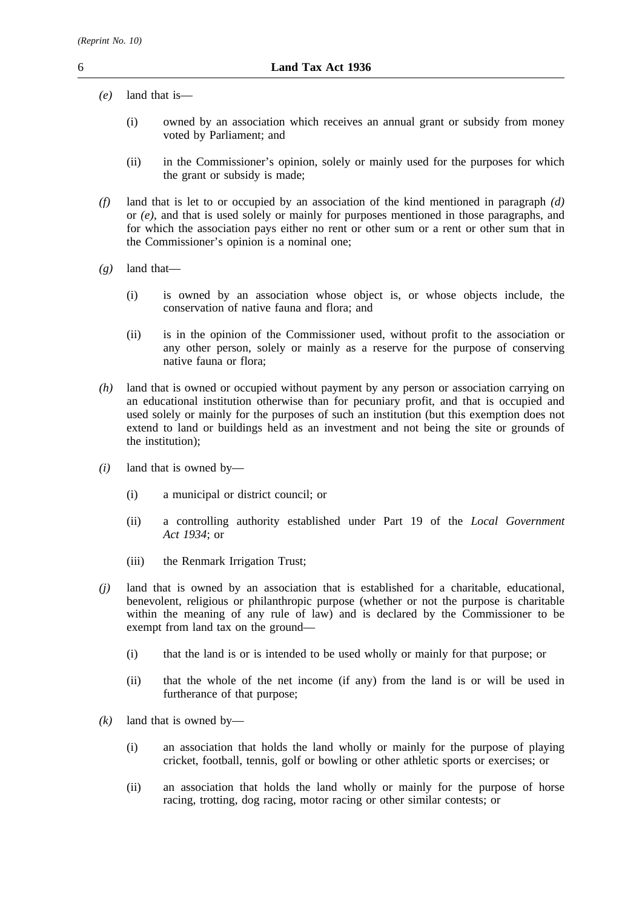*(e)* land that is—

- (i) owned by an association which receives an annual grant or subsidy from money voted by Parliament; and
- (ii) in the Commissioner's opinion, solely or mainly used for the purposes for which the grant or subsidy is made;

*(f)* land that is let to or occupied by an association of the kind mentioned in paragraph *(d)* or *(e)*, and that is used solely or mainly for purposes mentioned in those paragraphs, and for which the association pays either no rent or other sum or a rent or other sum that in the Commissioner's opinion is a nominal one;

*(g)* land that—

- (i) is owned by an association whose object is, or whose objects include, the conservation of native fauna and flora; and
- (ii) is in the opinion of the Commissioner used, without profit to the association or any other person, solely or mainly as a reserve for the purpose of conserving native fauna or flora;

*(h)* land that is owned or occupied without payment by any person or association carrying on an educational institution otherwise than for pecuniary profit, and that is occupied and used solely or mainly for the purposes of such an institution (but this exemption does not extend to land or buildings held as an investment and not being the site or grounds of the institution);

*(i)* land that is owned by—

- (i) a municipal or district council; or
- (ii) a controlling authority established under Part 19 of the *Local Government Act 1934*; or
- (iii) the Renmark Irrigation Trust;

*(j)* land that is owned by an association that is established for a charitable, educational, benevolent, religious or philanthropic purpose (whether or not the purpose is charitable within the meaning of any rule of law) and is declared by the Commissioner to be exempt from land tax on the ground—

- (i) that the land is or is intended to be used wholly or mainly for that purpose; or
- (ii) that the whole of the net income (if any) from the land is or will be used in furtherance of that purpose;

*(k)* land that is owned by—

- (i) an association that holds the land wholly or mainly for the purpose of playing cricket, football, tennis, golf or bowling or other athletic sports or exercises; or
- (ii) an association that holds the land wholly or mainly for the purpose of horse racing, trotting, dog racing, motor racing or other similar contests; or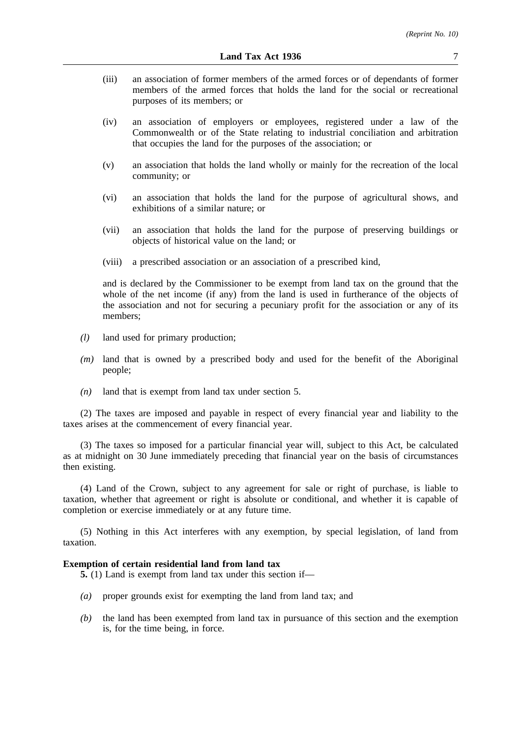(iii) an association of former members of the armed forces or of dependants of former members of the armed forces that holds the land for the social or recreational purposes of its members; or

(iv) an association of employers or employees, registered under a law of the Commonwealth or of the State relating to industrial conciliation and arbitration that occupies the land for the purposes of the association; or

(v) an association that holds the land wholly or mainly for the recreation of the local community; or

(vi) an association that holds the land for the purpose of agricultural shows, and exhibitions of a similar nature; or

(vii) an association that holds the land for the purpose of preserving buildings or objects of historical value on the land; or

(viii) a prescribed association or an association of a prescribed kind,

and is declared by the Commissioner to be exempt from land tax on the ground that the whole of the net income (if any) from the land is used in furtherance of the objects of the association and not for securing a pecuniary profit for the association or any of its members;

*(l)* land used for primary production;

*(m)* land that is owned by a prescribed body and used for the benefit of the Aboriginal people;

*(n)* land that is exempt from land tax under section 5.

(2) The taxes are imposed and payable in respect of every financial year and liability to the taxes arises at the commencement of every financial year.

(3) The taxes so imposed for a particular financial year will, subject to this Act, be calculated as at midnight on 30 June immediately preceding that financial year on the basis of circumstances then existing.

(4) Land of the Crown, subject to any agreement for sale or right of purchase, is liable to taxation, whether that agreement or right is absolute or conditional, and whether it is capable of completion or exercise immediately or at any future time.

(5) Nothing in this Act interferes with any exemption, by special legislation, of land from taxation.

**Exemption of certain residential land from land tax**

**5.** (1) Land is exempt from land tax under this section if—

*(a)* proper grounds exist for exempting the land from land tax; and

*(b)* the land has been exempted from land tax in pursuance of this section and the exemption is, for the time being, in force.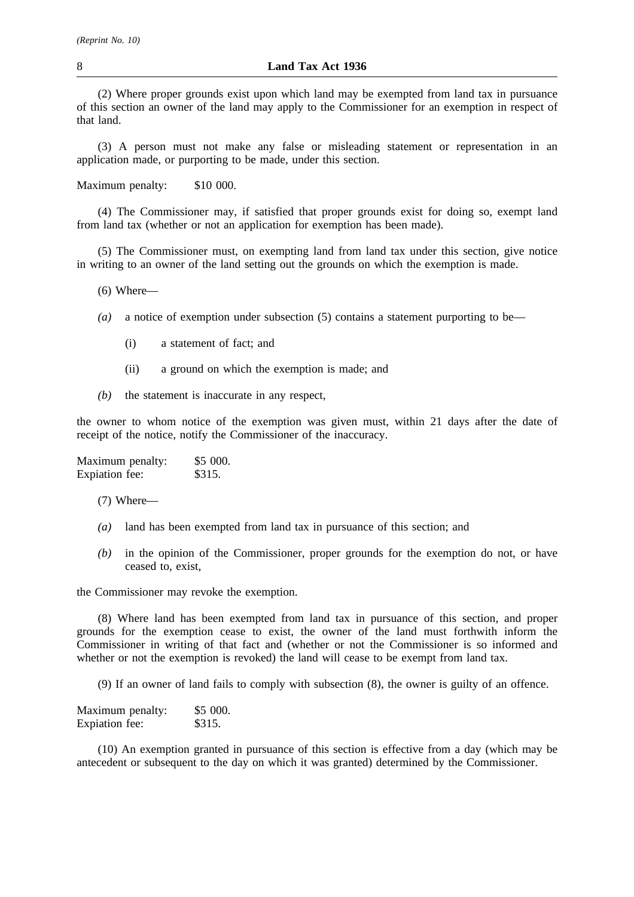(2) Where proper grounds exist upon which land may be exempted from land tax in pursuance of this section an owner of the land may apply to the Commissioner for an exemption in respect of that land.

(3) A person must not make any false or misleading statement or representation in an application made, or purporting to be made, under this section.

Maximum penalty: $10 000.

(4) The Commissioner may, if satisfied that proper grounds exist for doing so, exempt land from land tax (whether or not an application for exemption has been made).

(5) The Commissioner must, on exempting land from land tax under this section, give notice in writing to an owner of the land setting out the grounds on which the exemption is made.

(6) Where—

*(a)* a notice of exemption under subsection (5) contains a statement purporting to be—

(i) a statement of fact; and

(ii) a ground on which the exemption is made; and

*(b)* the statement is inaccurate in any respect,

the owner to whom notice of the exemption was given must, within 21 days after the date of receipt of the notice, notify the Commissioner of the inaccuracy.

Maximum penalty: $5 000.
Expiation fee: $315.

(7) Where—

*(a)* land has been exempted from land tax in pursuance of this section; and

*(b)* in the opinion of the Commissioner, proper grounds for the exemption do not, or have ceased to, exist,

the Commissioner may revoke the exemption.

(8) Where land has been exempted from land tax in pursuance of this section, and proper grounds for the exemption cease to exist, the owner of the land must forthwith inform the Commissioner in writing of that fact and (whether or not the Commissioner is so informed and whether or not the exemption is revoked) the land will cease to be exempt from land tax.

(9) If an owner of land fails to comply with subsection (8), the owner is guilty of an offence.

Maximum penalty: $5 000.
Expiation fee: $315.

(10) An exemption granted in pursuance of this section is effective from a day (which may be antecedent or subsequent to the day on which it was granted) determined by the Commissioner.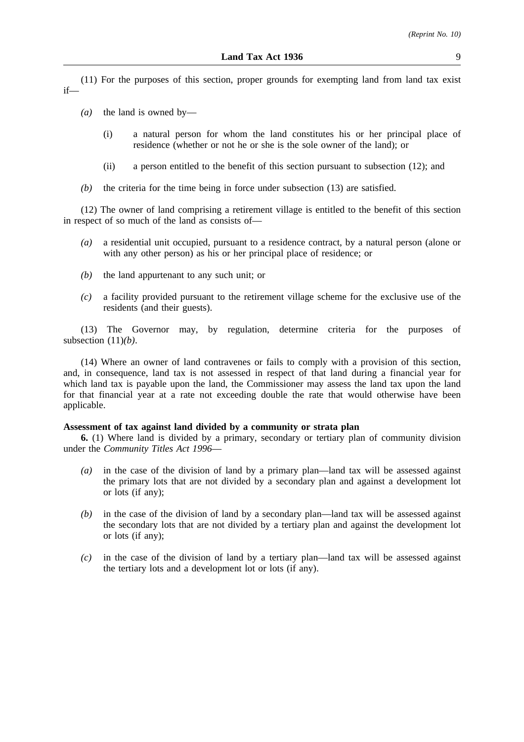(11) For the purposes of this section, proper grounds for exempting land from land tax exist if—

*(a)* the land is owned by—

(i) a natural person for whom the land constitutes his or her principal place of residence (whether or not he or she is the sole owner of the land); or

(ii) a person entitled to the benefit of this section pursuant to subsection (12); and

*(b)* the criteria for the time being in force under subsection (13) are satisfied.

(12) The owner of land comprising a retirement village is entitled to the benefit of this section in respect of so much of the land as consists of—

*(a)* a residential unit occupied, pursuant to a residence contract, by a natural person (alone or with any other person) as his or her principal place of residence; or

*(b)* the land appurtenant to any such unit; or

*(c)* a facility provided pursuant to the retirement village scheme for the exclusive use of the residents (and their guests).

(13) The Governor may, by regulation, determine criteria for the purposes of subsection (11)*(b)*.

(14) Where an owner of land contravenes or fails to comply with a provision of this section, and, in consequence, land tax is not assessed in respect of that land during a financial year for which land tax is payable upon the land, the Commissioner may assess the land tax upon the land for that financial year at a rate not exceeding double the rate that would otherwise have been applicable.

**Assessment of tax against land divided by a community or strata plan**

**6.** (1) Where land is divided by a primary, secondary or tertiary plan of community division under the *Community Titles Act 1996*—

*(a)* in the case of the division of land by a primary plan—land tax will be assessed against the primary lots that are not divided by a secondary plan and against a development lot or lots (if any);

*(b)* in the case of the division of land by a secondary plan—land tax will be assessed against the secondary lots that are not divided by a tertiary plan and against the development lot or lots (if any);

*(c)* in the case of the division of land by a tertiary plan—land tax will be assessed against the tertiary lots and a development lot or lots (if any).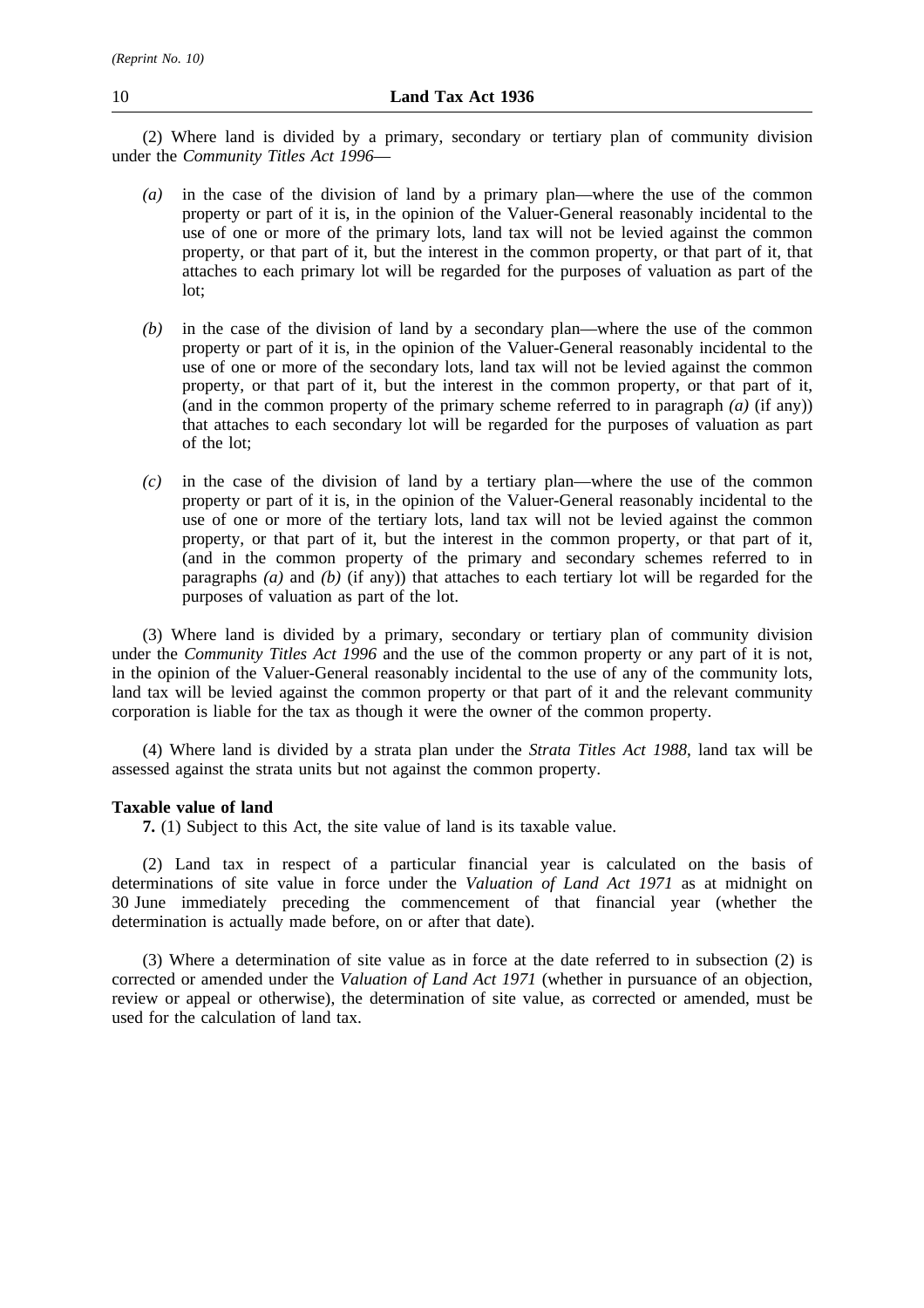(2) Where land is divided by a primary, secondary or tertiary plan of community division under the *Community Titles Act 1996*—

- *(a)* in the case of the division of land by a primary plan—where the use of the common property or part of it is, in the opinion of the Valuer-General reasonably incidental to the use of one or more of the primary lots, land tax will not be levied against the common property, or that part of it, but the interest in the common property, or that part of it, that attaches to each primary lot will be regarded for the purposes of valuation as part of the lot;
- *(b)* in the case of the division of land by a secondary plan—where the use of the common property or part of it is, in the opinion of the Valuer-General reasonably incidental to the use of one or more of the secondary lots, land tax will not be levied against the common property, or that part of it, but the interest in the common property, or that part of it, (and in the common property of the primary scheme referred to in paragraph *(a)* (if any)) that attaches to each secondary lot will be regarded for the purposes of valuation as part of the lot;
- *(c)* in the case of the division of land by a tertiary plan—where the use of the common property or part of it is, in the opinion of the Valuer-General reasonably incidental to the use of one or more of the tertiary lots, land tax will not be levied against the common property, or that part of it, but the interest in the common property, or that part of it, (and in the common property of the primary and secondary schemes referred to in paragraphs *(a)* and *(b)* (if any)) that attaches to each tertiary lot will be regarded for the purposes of valuation as part of the lot.

(3) Where land is divided by a primary, secondary or tertiary plan of community division under the *Community Titles Act 1996* and the use of the common property or any part of it is not, in the opinion of the Valuer-General reasonably incidental to the use of any of the community lots, land tax will be levied against the common property or that part of it and the relevant community corporation is liable for the tax as though it were the owner of the common property.

(4) Where land is divided by a strata plan under the *Strata Titles Act 1988*, land tax will be assessed against the strata units but not against the common property.

**Taxable value of land**

**7.** (1) Subject to this Act, the site value of land is its taxable value.

(2) Land tax in respect of a particular financial year is calculated on the basis of determinations of site value in force under the *Valuation of Land Act 1971* as at midnight on 30 June immediately preceding the commencement of that financial year (whether the determination is actually made before, on or after that date).

(3) Where a determination of site value as in force at the date referred to in subsection (2) is corrected or amended under the *Valuation of Land Act 1971* (whether in pursuance of an objection, review or appeal or otherwise), the determination of site value, as corrected or amended, must be used for the calculation of land tax.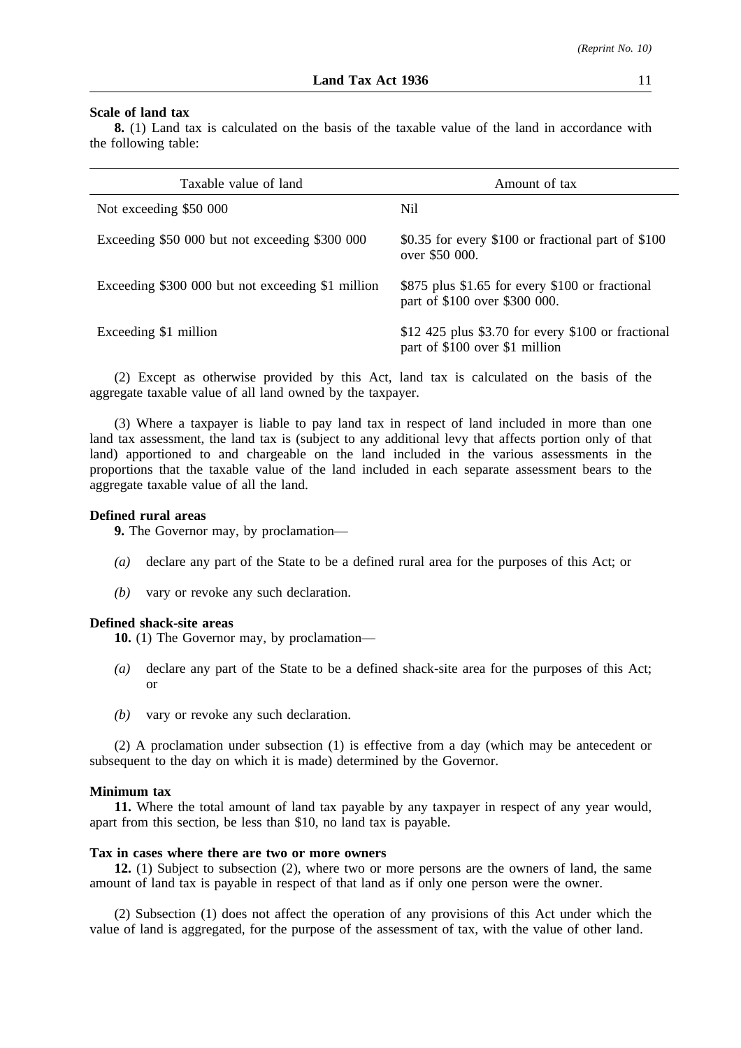### Scale of land tax

**8.** (1) Land tax is calculated on the basis of the taxable value of the land in accordance with the following table:

| Taxable value of land | Amount of tax |
| --- | --- |
| Not exceeding $50 000 | Nil |
| Exceeding $50 000 but not exceeding $300 000 | $0.35 for every $100 or fractional part of $100 over $50 000. |
| Exceeding $300 000 but not exceeding $1 million | $875 plus $1.65 for every $100 or fractional part of $100 over $300 000. |
| Exceeding $1 million | $12 425 plus $3.70 for every $100 or fractional part of $100 over $1 million |

(2) Except as otherwise provided by this Act, land tax is calculated on the basis of the aggregate taxable value of all land owned by the taxpayer.

(3) Where a taxpayer is liable to pay land tax in respect of land included in more than one land tax assessment, the land tax is (subject to any additional levy that affects portion only of that land) apportioned to and chargeable on the land included in the various assessments in the proportions that the taxable value of the land included in each separate assessment bears to the aggregate taxable value of all the land.

### Defined rural areas

**9.** The Governor may, by proclamation—

*(a)* declare any part of the State to be a defined rural area for the purposes of this Act; or

*(b)* vary or revoke any such declaration.

### Defined shack-site areas

**10.** (1) The Governor may, by proclamation—

*(a)* declare any part of the State to be a defined shack-site area for the purposes of this Act; or

*(b)* vary or revoke any such declaration.

(2) A proclamation under subsection (1) is effective from a day (which may be antecedent or subsequent to the day on which it is made) determined by the Governor.

### Minimum tax

**11.** Where the total amount of land tax payable by any taxpayer in respect of any year would, apart from this section, be less than $10, no land tax is payable.

### Tax in cases where there are two or more owners

**12.** (1) Subject to subsection (2), where two or more persons are the owners of land, the same amount of land tax is payable in respect of that land as if only one person were the owner.

(2) Subsection (1) does not affect the operation of any provisions of this Act under which the value of land is aggregated, for the purpose of the assessment of tax, with the value of other land.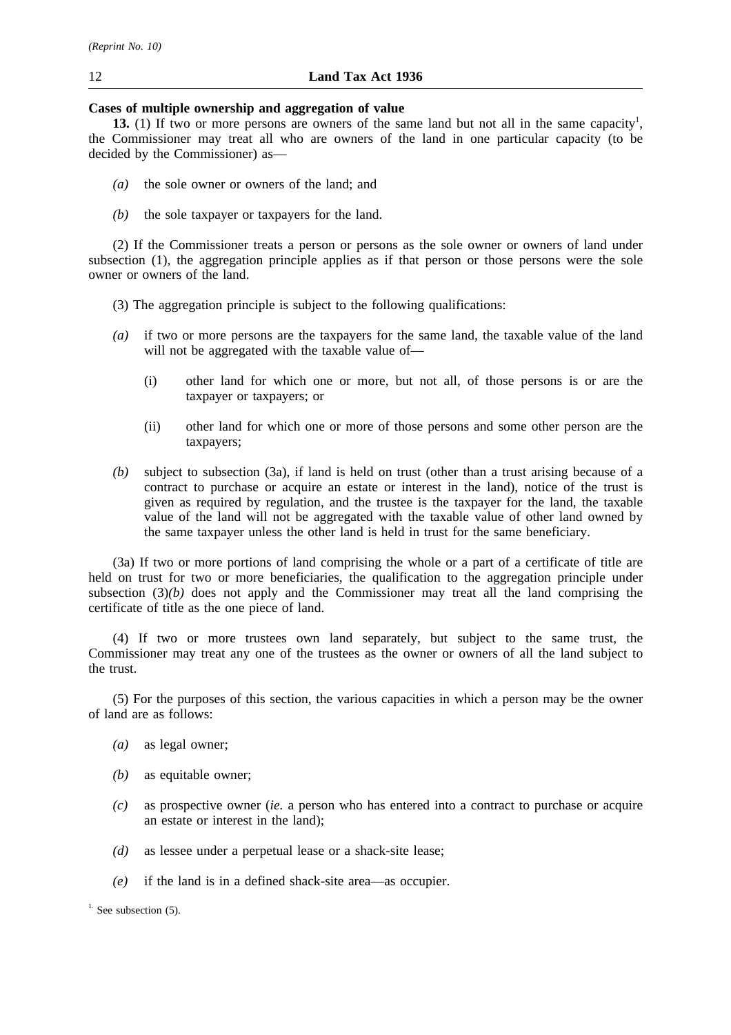**Cases of multiple ownership and aggregation of value**

**13.** (1) If two or more persons are owners of the same land but not all in the same capacity[1], the Commissioner may treat all who are owners of the land in one particular capacity (to be decided by the Commissioner) as—

*(a)* the sole owner or owners of the land; and

*(b)* the sole taxpayer or taxpayers for the land.

(2) If the Commissioner treats a person or persons as the sole owner or owners of land under subsection (1), the aggregation principle applies as if that person or those persons were the sole owner or owners of the land.

(3) The aggregation principle is subject to the following qualifications:

*(a)* if two or more persons are the taxpayers for the same land, the taxable value of the land will not be aggregated with the taxable value of—

(i) other land for which one or more, but not all, of those persons is or are the taxpayer or taxpayers; or

(ii) other land for which one or more of those persons and some other person are the taxpayers;

*(b)* subject to subsection (3a), if land is held on trust (other than a trust arising because of a contract to purchase or acquire an estate or interest in the land), notice of the trust is given as required by regulation, and the trustee is the taxpayer for the land, the taxable value of the land will not be aggregated with the taxable value of other land owned by the same taxpayer unless the other land is held in trust for the same beneficiary.

(3a) If two or more portions of land comprising the whole or a part of a certificate of title are held on trust for two or more beneficiaries, the qualification to the aggregation principle under subsection (3)*(b)* does not apply and the Commissioner may treat all the land comprising the certificate of title as the one piece of land.

(4) If two or more trustees own land separately, but subject to the same trust, the Commissioner may treat any one of the trustees as the owner or owners of all the land subject to the trust.

(5) For the purposes of this section, the various capacities in which a person may be the owner of land are as follows:

*(a)* as legal owner;

*(b)* as equitable owner;

*(c)* as prospective owner (*ie.* a person who has entered into a contract to purchase or acquire an estate or interest in the land);

*(d)* as lessee under a perpetual lease or a shack-site lease;

*(e)* if the land is in a defined shack-site area—as occupier.

[1] See subsection (5).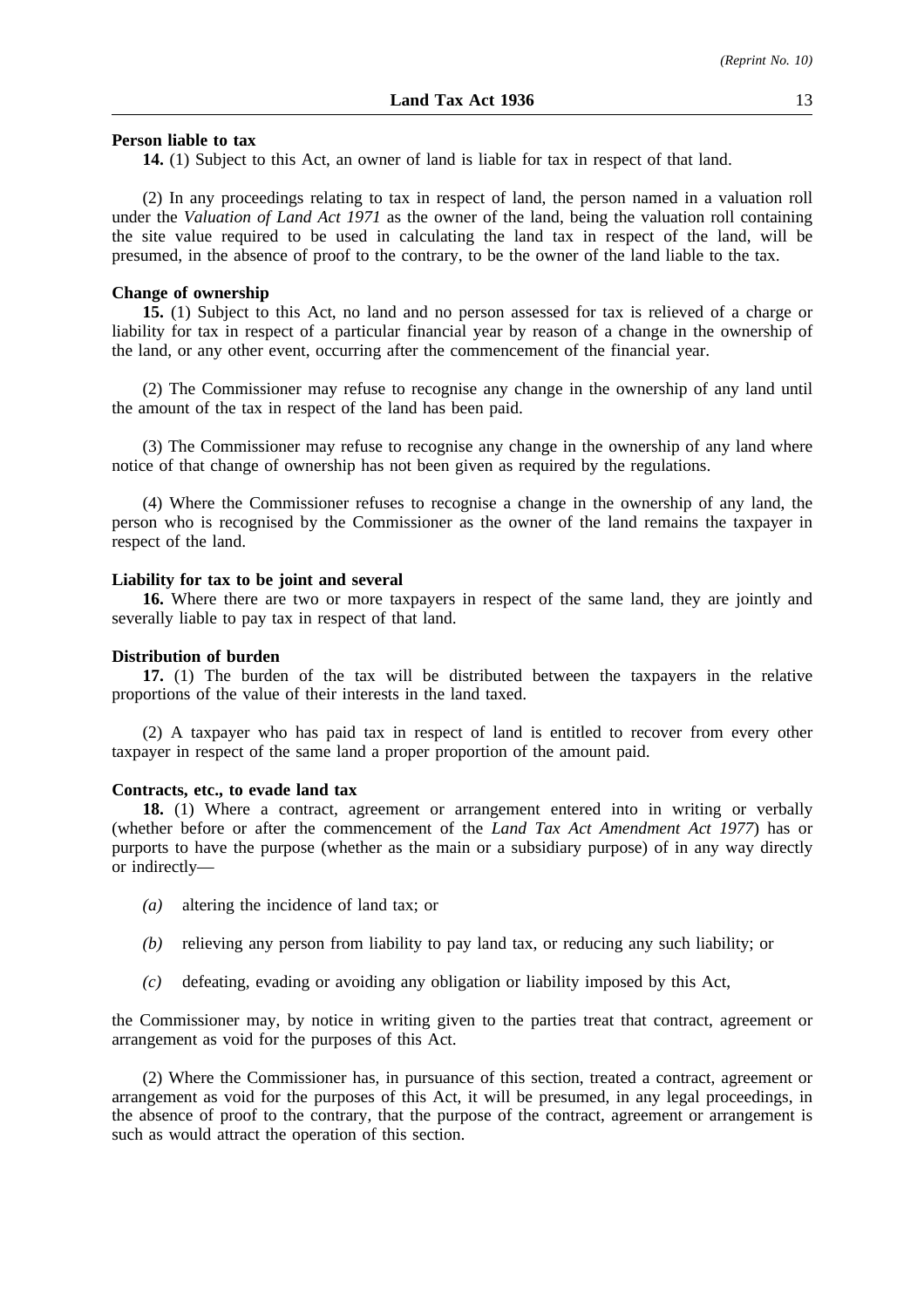**Person liable to tax**

**14.** (1) Subject to this Act, an owner of land is liable for tax in respect of that land.

(2) In any proceedings relating to tax in respect of land, the person named in a valuation roll under the *Valuation of Land Act 1971* as the owner of the land, being the valuation roll containing the site value required to be used in calculating the land tax in respect of the land, will be presumed, in the absence of proof to the contrary, to be the owner of the land liable to the tax.

**Change of ownership**

**15.** (1) Subject to this Act, no land and no person assessed for tax is relieved of a charge or liability for tax in respect of a particular financial year by reason of a change in the ownership of the land, or any other event, occurring after the commencement of the financial year.

(2) The Commissioner may refuse to recognise any change in the ownership of any land until the amount of the tax in respect of the land has been paid.

(3) The Commissioner may refuse to recognise any change in the ownership of any land where notice of that change of ownership has not been given as required by the regulations.

(4) Where the Commissioner refuses to recognise a change in the ownership of any land, the person who is recognised by the Commissioner as the owner of the land remains the taxpayer in respect of the land.

**Liability for tax to be joint and several**

**16.** Where there are two or more taxpayers in respect of the same land, they are jointly and severally liable to pay tax in respect of that land.

**Distribution of burden**

**17.** (1) The burden of the tax will be distributed between the taxpayers in the relative proportions of the value of their interests in the land taxed.

(2) A taxpayer who has paid tax in respect of land is entitled to recover from every other taxpayer in respect of the same land a proper proportion of the amount paid.

**Contracts, etc., to evade land tax**

**18.** (1) Where a contract, agreement or arrangement entered into in writing or verbally (whether before or after the commencement of the *Land Tax Act Amendment Act 1977*) has or purports to have the purpose (whether as the main or a subsidiary purpose) of in any way directly or indirectly—

*(a)* altering the incidence of land tax; or

*(b)* relieving any person from liability to pay land tax, or reducing any such liability; or

*(c)* defeating, evading or avoiding any obligation or liability imposed by this Act,

the Commissioner may, by notice in writing given to the parties treat that contract, agreement or arrangement as void for the purposes of this Act.

(2) Where the Commissioner has, in pursuance of this section, treated a contract, agreement or arrangement as void for the purposes of this Act, it will be presumed, in any legal proceedings, in the absence of proof to the contrary, that the purpose of the contract, agreement or arrangement is such as would attract the operation of this section.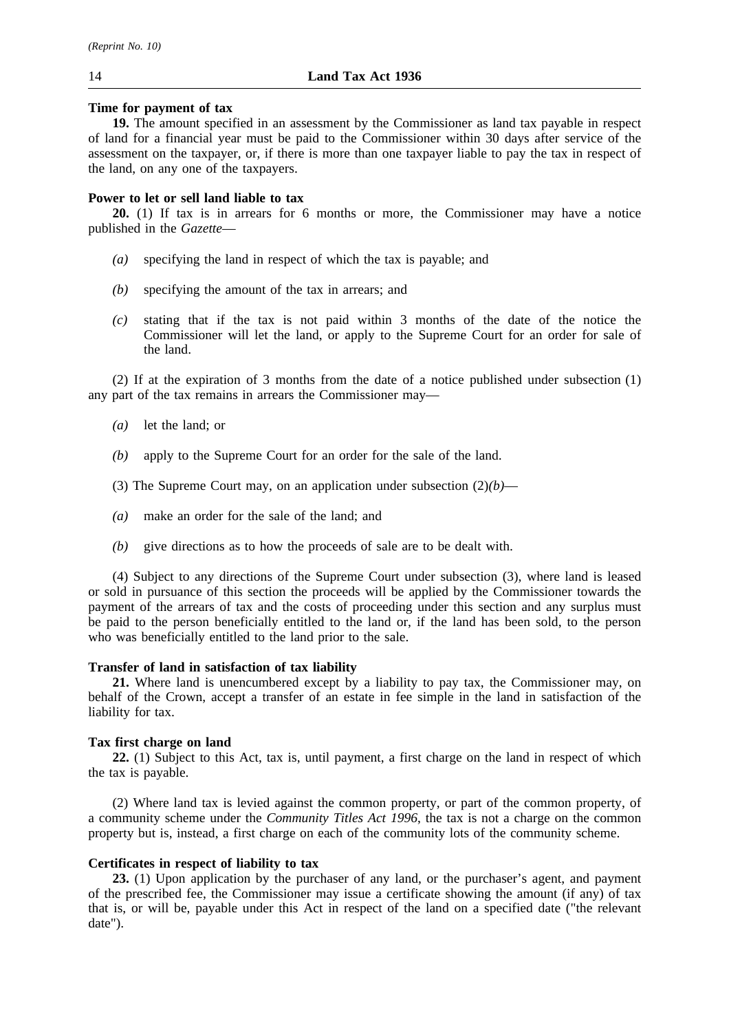**Time for payment of tax**

**19.** The amount specified in an assessment by the Commissioner as land tax payable in respect of land for a financial year must be paid to the Commissioner within 30 days after service of the assessment on the taxpayer, or, if there is more than one taxpayer liable to pay the tax in respect of the land, on any one of the taxpayers.

**Power to let or sell land liable to tax**

**20.** (1) If tax is in arrears for 6 months or more, the Commissioner may have a notice published in the *Gazette*—

*(a)* specifying the land in respect of which the tax is payable; and

*(b)* specifying the amount of the tax in arrears; and

*(c)* stating that if the tax is not paid within 3 months of the date of the notice the Commissioner will let the land, or apply to the Supreme Court for an order for sale of the land.

(2) If at the expiration of 3 months from the date of a notice published under subsection (1) any part of the tax remains in arrears the Commissioner may—

*(a)* let the land; or

*(b)* apply to the Supreme Court for an order for the sale of the land.

(3) The Supreme Court may, on an application under subsection (2)*(b)*—

*(a)* make an order for the sale of the land; and

*(b)* give directions as to how the proceeds of sale are to be dealt with.

(4) Subject to any directions of the Supreme Court under subsection (3), where land is leased or sold in pursuance of this section the proceeds will be applied by the Commissioner towards the payment of the arrears of tax and the costs of proceeding under this section and any surplus must be paid to the person beneficially entitled to the land or, if the land has been sold, to the person who was beneficially entitled to the land prior to the sale.

**Transfer of land in satisfaction of tax liability**

**21.** Where land is unencumbered except by a liability to pay tax, the Commissioner may, on behalf of the Crown, accept a transfer of an estate in fee simple in the land in satisfaction of the liability for tax.

**Tax first charge on land**

**22.** (1) Subject to this Act, tax is, until payment, a first charge on the land in respect of which the tax is payable.

(2) Where land tax is levied against the common property, or part of the common property, of a community scheme under the *Community Titles Act 1996*, the tax is not a charge on the common property but is, instead, a first charge on each of the community lots of the community scheme.

**Certificates in respect of liability to tax**

**23.** (1) Upon application by the purchaser of any land, or the purchaser's agent, and payment of the prescribed fee, the Commissioner may issue a certificate showing the amount (if any) of tax that is, or will be, payable under this Act in respect of the land on a specified date ("the relevant date").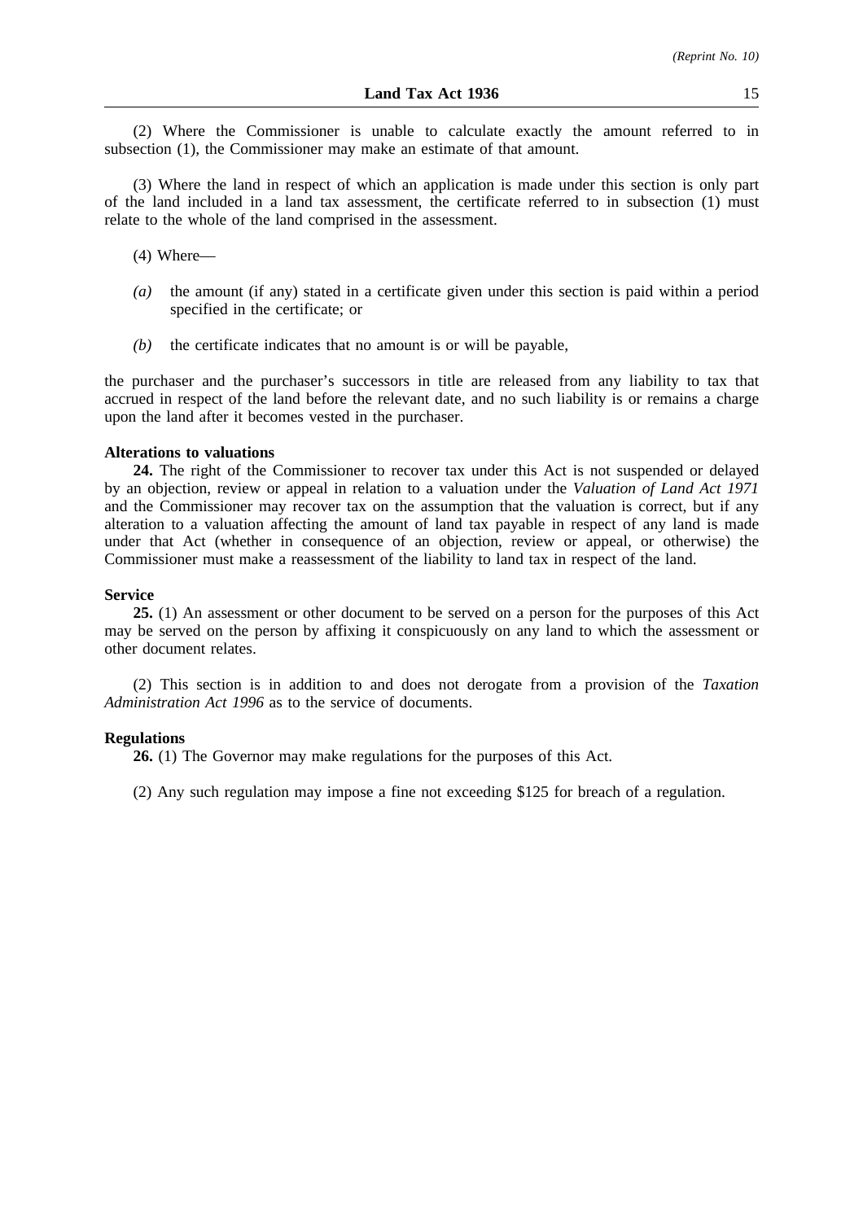(2) Where the Commissioner is unable to calculate exactly the amount referred to in subsection (1), the Commissioner may make an estimate of that amount.

(3) Where the land in respect of which an application is made under this section is only part of the land included in a land tax assessment, the certificate referred to in subsection (1) must relate to the whole of the land comprised in the assessment.

(4) Where—

*(a)* the amount (if any) stated in a certificate given under this section is paid within a period specified in the certificate; or

*(b)* the certificate indicates that no amount is or will be payable,

the purchaser and the purchaser's successors in title are released from any liability to tax that accrued in respect of the land before the relevant date, and no such liability is or remains a charge upon the land after it becomes vested in the purchaser.

**Alterations to valuations**

**24.** The right of the Commissioner to recover tax under this Act is not suspended or delayed by an objection, review or appeal in relation to a valuation under the *Valuation of Land Act 1971* and the Commissioner may recover tax on the assumption that the valuation is correct, but if any alteration to a valuation affecting the amount of land tax payable in respect of any land is made under that Act (whether in consequence of an objection, review or appeal, or otherwise) the Commissioner must make a reassessment of the liability to land tax in respect of the land.

**Service**

**25.** (1) An assessment or other document to be served on a person for the purposes of this Act may be served on the person by affixing it conspicuously on any land to which the assessment or other document relates.

(2) This section is in addition to and does not derogate from a provision of the *Taxation Administration Act 1996* as to the service of documents.

**Regulations**

**26.** (1) The Governor may make regulations for the purposes of this Act.

(2) Any such regulation may impose a fine not exceeding $125 for breach of a regulation.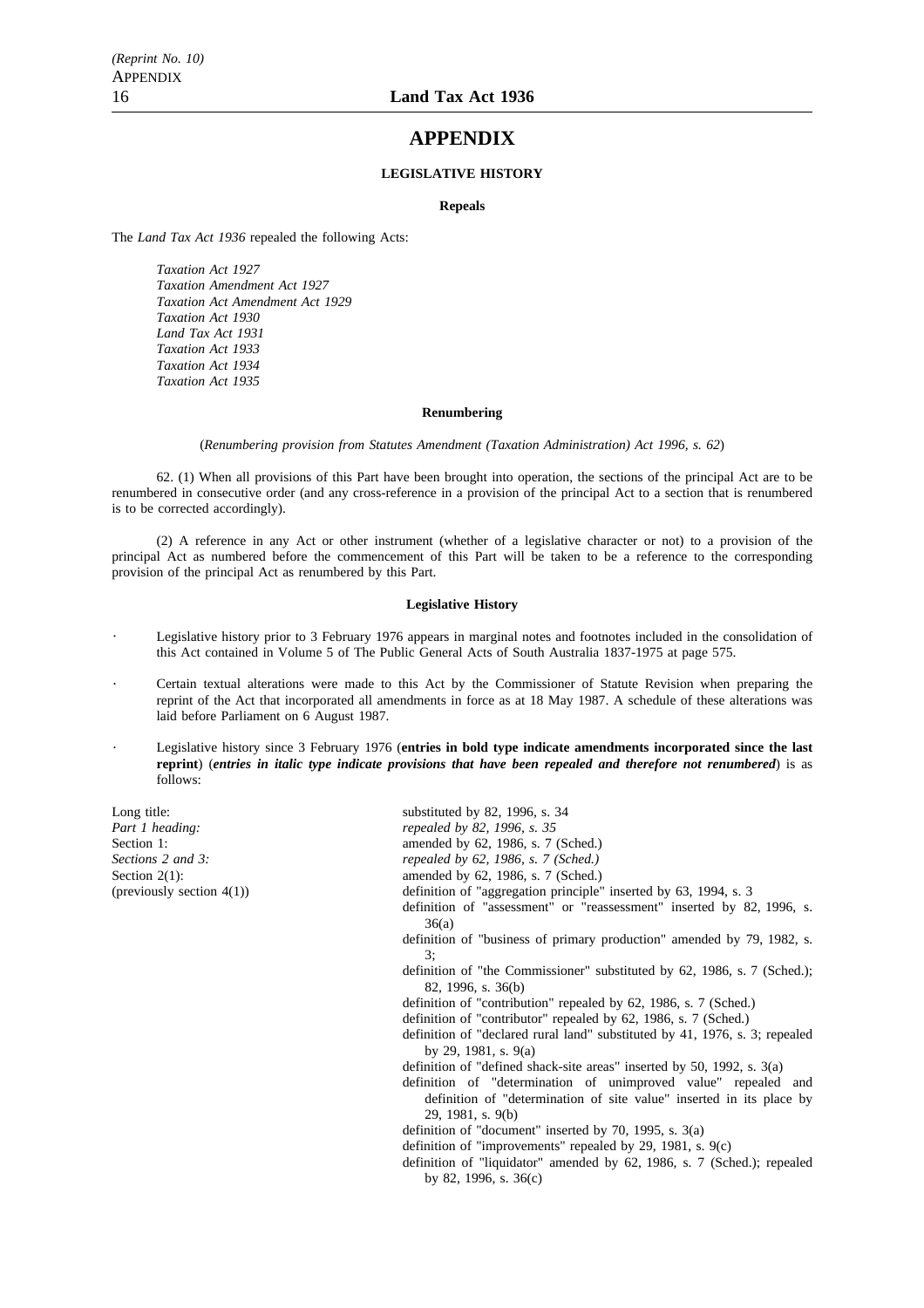## APPENDIX

### LEGISLATIVE HISTORY

#### Repeals

The *Land Tax Act 1936* repealed the following Acts:

*Taxation Act 1927*
*Taxation Amendment Act 1927*
*Taxation Act Amendment Act 1929*
*Taxation Act 1930*
*Land Tax Act 1931*
*Taxation Act 1933*
*Taxation Act 1934*
*Taxation Act 1935*

#### Renumbering

(*Renumbering provision from Statutes Amendment (Taxation Administration) Act 1996, s. 62*)

62. (1) When all provisions of this Part have been brought into operation, the sections of the principal Act are to be renumbered in consecutive order (and any cross-reference in a provision of the principal Act to a section that is renumbered is to be corrected accordingly).

(2) A reference in any Act or other instrument (whether of a legislative character or not) to a provision of the principal Act as numbered before the commencement of this Part will be taken to be a reference to the corresponding provision of the principal Act as renumbered by this Part.

#### Legislative History

- Legislative history prior to 3 February 1976 appears in marginal notes and footnotes included in the consolidation of this Act contained in Volume 5 of The Public General Acts of South Australia 1837-1975 at page 575.
- Certain textual alterations were made to this Act by the Commissioner of Statute Revision when preparing the reprint of the Act that incorporated all amendments in force as at 18 May 1987. A schedule of these alterations was laid before Parliament on 6 August 1987.
- Legislative history since 3 February 1976 (**entries in bold type indicate amendments incorporated since the last reprint**) (***entries in italic type indicate provisions that have been repealed and therefore not renumbered***) is as follows:

| | |
|---|---|
| Long title: | substituted by 82, 1996, s. 34 |
| *Part 1 heading:* | *repealed by 82, 1996, s. 35* |
| Section 1: | amended by 62, 1986, s. 7 (Sched.) |
| *Sections 2 and 3:* | *repealed by 62, 1986, s. 7 (Sched.)* |
| Section 2(1): | amended by 62, 1986, s. 7 (Sched.) |
| (previously section 4(1)) | definition of "aggregation principle" inserted by 63, 1994, s. 3 |
| | definition of "assessment" or "reassessment" inserted by 82, 1996, s. 36(a) |
| | definition of "business of primary production" amended by 79, 1982, s. 3; |
| | definition of "the Commissioner" substituted by 62, 1986, s. 7 (Sched.); 82, 1996, s. 36(b) |
| | definition of "contribution" repealed by 62, 1986, s. 7 (Sched.) |
| | definition of "contributor" repealed by 62, 1986, s. 7 (Sched.) |
| | definition of "declared rural land" substituted by 41, 1976, s. 3; repealed by 29, 1981, s. 9(a) |
| | definition of "defined shack-site areas" inserted by 50, 1992, s. 3(a) |
| | definition of "determination of unimproved value" repealed and definition of "determination of site value" inserted in its place by 29, 1981, s. 9(b) |
| | definition of "document" inserted by 70, 1995, s. 3(a) |
| | definition of "improvements" repealed by 29, 1981, s. 9(c) |
| | definition of "liquidator" amended by 62, 1986, s. 7 (Sched.); repealed by 82, 1996, s. 36(c) |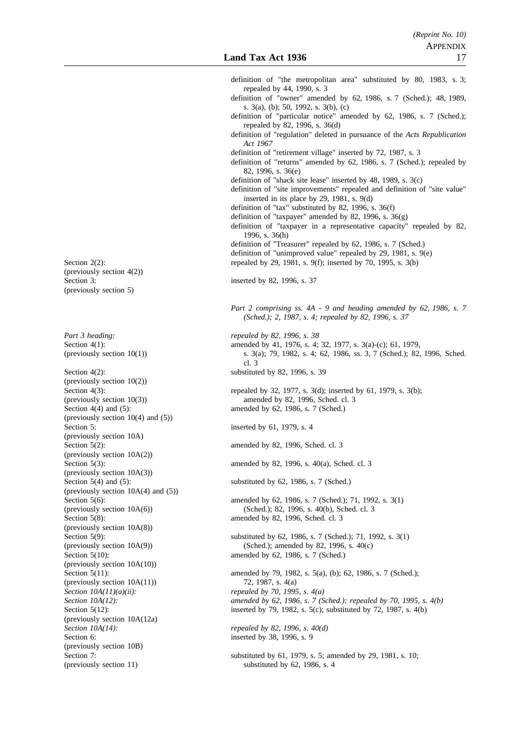definition of "the metropolitan area" substituted by 80, 1983, s. 3; repealed by 44, 1990, s. 3

definition of "owner" amended by 62, 1986, s. 7 (Sched.); 48, 1989, s. 3(a), (b); 50, 1992, s. 3(b), (c)

definition of "particular notice" amended by 62, 1986, s. 7 (Sched.); repealed by 82, 1996, s. 36(d)

definition of "regulation" deleted in pursuance of the *Acts Republication Act 1967*

definition of "retirement village" inserted by 72, 1987, s. 3

definition of "returns" amended by 62, 1986, s. 7 (Sched.); repealed by 82, 1996, s. 36(e)

definition of "shack site lease" inserted by 48, 1989, s. 3(c)

definition of "site improvements" repealed and definition of "site value" inserted in its place by 29, 1981, s. 9(d)

definition of "tax" substituted by 82, 1996, s. 36(f)

definition of "taxpayer" amended by 82, 1996, s. 36(g)

definition of "taxpayer in a representative capacity" repealed by 82, 1996, s. 36(h)

definition of "Treasurer" repealed by 62, 1986, s. 7 (Sched.)

definition of "unimproved value" repealed by 29, 1981, s. 9(e)

| | |
|---|---|
| Section 2(2): (previously section 4(2)) | repealed by 29, 1981, s. 9(f); inserted by 70, 1995, s. 3(b) |
| Section 3: (previously section 5) | inserted by 82, 1996, s. 37 |
| | *Part 2 comprising ss. 4A - 9 and heading amended by 62, 1986, s. 7 (Sched.); 2, 1987, s. 4; repealed by 82, 1996, s. 37* |
| *Part 3 heading:* | *repealed by 82, 1996, s. 38* |
| Section 4(1): (previously section 10(1)) | amended by 41, 1976, s. 4; 32, 1977, s. 3(a)-(c); 61, 1979, s. 3(a); 79, 1982, s. 4; 62, 1986, ss. 3, 7 (Sched.); 82, 1996, Sched. cl. 3 |
| Section 4(2): (previously section 10(2)) | substituted by 82, 1996, s. 39 |
| Section 4(3): (previously section 10(3)) | repealed by 32, 1977, s. 3(d); inserted by 61, 1979, s. 3(b); amended by 82, 1996, Sched. cl. 3 |
| Section 4(4) and (5): (previously section 10(4) and (5)) | amended by 62, 1986, s. 7 (Sched.) |
| Section 5: (previously section 10A) | inserted by 61, 1979, s. 4 |
| Section 5(2): (previously section 10A(2)) | amended by 82, 1996, Sched. cl. 3 |
| Section 5(3): (previously section 10A(3)) | amended by 82, 1996, s. 40(a), Sched. cl. 3 |
| Section 5(4) and (5): (previously section 10A(4) and (5)) | substituted by 62, 1986, s. 7 (Sched.) |
| Section 5(6): (previously section 10A(6)) | amended by 62, 1986, s. 7 (Sched.); 71, 1992, s. 3(1) (Sched.); 82, 1996, s. 40(b), Sched. cl. 3 |
| Section 5(8): (previously section 10A(8)) | amended by 82, 1996, Sched. cl. 3 |
| Section 5(9): (previously section 10A(9)) | substituted by 62, 1986, s. 7 (Sched.); 71, 1992, s. 3(1) (Sched.); amended by 82, 1996, s. 40(c) |
| Section 5(10): (previously section 10A(10)) | amended by 62, 1986, s. 7 (Sched.) |
| Section 5(11): (previously section 10A(11)) | amended by 79, 1982, s. 5(a), (b); 62, 1986, s. 7 (Sched.); 72, 1987, s. 4(a) |
| *Section 10A(11)(a)(ii):* | *repealed by 70, 1995, s. 4(a)* |
| *Section 10A(12):* | *amended by 62, 1986, s. 7 (Sched.); repealed by 70, 1995, s. 4(b)* |
| Section 5(12): (previously section 10A(12a) | inserted by 79, 1982, s. 5(c); substituted by 72, 1987, s. 4(b) |
| *Section 10A(14):* | *repealed by 82, 1996, s. 40(d)* |
| Section 6: (previously section 10B) | inserted by 38, 1996, s. 9 |
| Section 7: (previously section 11) | substituted by 61, 1979, s. 5; amended by 29, 1981, s. 10; substituted by 62, 1986, s. 4 |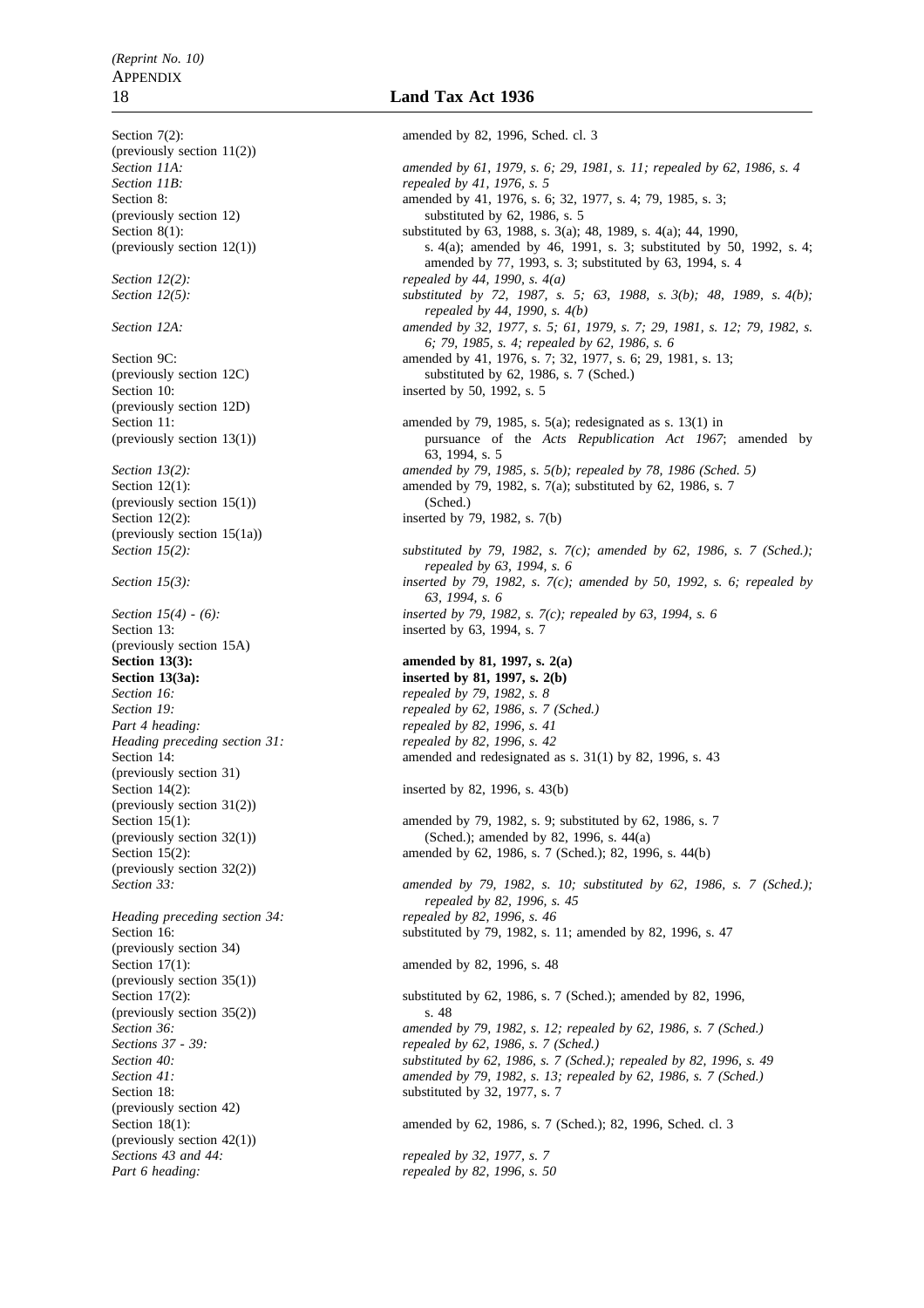Section 7(2): amended by 82, 1996, Sched. cl. 3
(previously section 11(2))

*Section 11A: amended by 61, 1979, s. 6; 29, 1981, s. 11; repealed by 62, 1986, s. 4*

*Section 11B: repealed by 41, 1976, s. 5*

Section 8: amended by 41, 1976, s. 6; 32, 1977, s. 4; 79, 1985, s. 3;
(previously section 12) substituted by 62, 1986, s. 5

Section 8(1): substituted by 63, 1988, s. 3(a); 48, 1989, s. 4(a); 44, 1990,
(previously section 12(1)) s. 4(a); amended by 46, 1991, s. 3; substituted by 50, 1992, s. 4; amended by 77, 1993, s. 3; substituted by 63, 1994, s. 4

*Section 12(2): repealed by 44, 1990, s. 4(a)*

*Section 12(5): substituted by 72, 1987, s. 5; 63, 1988, s. 3(b); 48, 1989, s. 4(b); repealed by 44, 1990, s. 4(b)*

*Section 12A: amended by 32, 1977, s. 5; 61, 1979, s. 7; 29, 1981, s. 12; 79, 1982, s. 6; 79, 1985, s. 4; repealed by 62, 1986, s. 6*

Section 9C: amended by 41, 1976, s. 7; 32, 1977, s. 6; 29, 1981, s. 13;
(previously section 12C) substituted by 62, 1986, s. 7 (Sched.)

Section 10: inserted by 50, 1992, s. 5
(previously section 12D)

Section 11: amended by 79, 1985, s. 5(a); redesignated as s. 13(1) in
(previously section 13(1)) pursuance of the *Acts Republication Act 1967*; amended by 63, 1994, s. 5

*Section 13(2): amended by 79, 1985, s. 5(b); repealed by 78, 1986 (Sched. 5)*

Section 12(1): amended by 79, 1982, s. 7(a); substituted by 62, 1986, s. 7
(previously section 15(1)) (Sched.)

Section 12(2): inserted by 79, 1982, s. 7(b)
(previously section 15(1a))

*Section 15(2): substituted by 79, 1982, s. 7(c); amended by 62, 1986, s. 7 (Sched.); repealed by 63, 1994, s. 6*

*Section 15(3): inserted by 79, 1982, s. 7(c); amended by 50, 1992, s. 6; repealed by 63, 1994, s. 6*

*Section 15(4) - (6): inserted by 79, 1982, s. 7(c); repealed by 63, 1994, s. 6*

Section 13: inserted by 63, 1994, s. 7
(previously section 15A)

**Section 13(3): amended by 81, 1997, s. 2(a)**

**Section 13(3a): inserted by 81, 1997, s. 2(b)**

*Section 16: repealed by 79, 1982, s. 8*

*Section 19: repealed by 62, 1986, s. 7 (Sched.)*

*Part 4 heading: repealed by 82, 1996, s. 41*

*Heading preceding section 31: repealed by 82, 1996, s. 42*

Section 14: amended and redesignated as s. 31(1) by 82, 1996, s. 43
(previously section 31)

Section 14(2): inserted by 82, 1996, s. 43(b)
(previously section 31(2))

Section 15(1): amended by 79, 1982, s. 9; substituted by 62, 1986, s. 7
(previously section 32(1)) (Sched.); amended by 82, 1996, s. 44(a)

Section 15(2): amended by 62, 1986, s. 7 (Sched.); 82, 1996, s. 44(b)
(previously section 32(2))

*Section 33: amended by 79, 1982, s. 10; substituted by 62, 1986, s. 7 (Sched.); repealed by 82, 1996, s. 45*

*Heading preceding section 34: repealed by 82, 1996, s. 46*

Section 16: substituted by 79, 1982, s. 11; amended by 82, 1996, s. 47
(previously section 34)

Section 17(1): amended by 82, 1996, s. 48
(previously section 35(1))

Section 17(2): substituted by 62, 1986, s. 7 (Sched.); amended by 82, 1996,
(previously section 35(2)) s. 48

*Section 36: amended by 79, 1982, s. 12; repealed by 62, 1986, s. 7 (Sched.)*

*Sections 37 - 39: repealed by 62, 1986, s. 7 (Sched.)*

*Section 40: substituted by 62, 1986, s. 7 (Sched.); repealed by 82, 1996, s. 49*

*Section 41: amended by 79, 1982, s. 13; repealed by 62, 1986, s. 7 (Sched.)*

Section 18: substituted by 32, 1977, s. 7
(previously section 42)

Section 18(1): amended by 62, 1986, s. 7 (Sched.); 82, 1996, Sched. cl. 3
(previously section 42(1))

*Sections 43 and 44: repealed by 32, 1977, s. 7*

*Part 6 heading: repealed by 82, 1996, s. 50*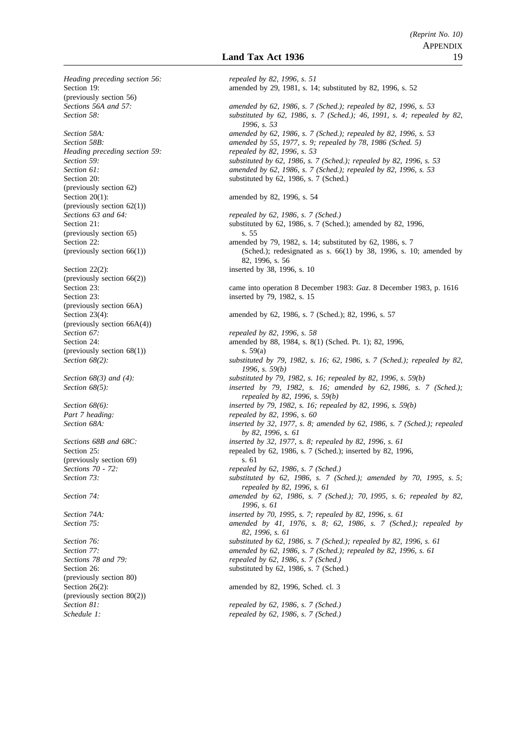*Heading preceding section 56:* *repealed by 82, 1996, s. 51*

Section 19: (previously section 56) amended by 29, 1981, s. 14; substituted by 82, 1996, s. 52

*Sections 56A and 57:* *amended by 62, 1986, s. 7 (Sched.); repealed by 82, 1996, s. 53*

*Section 58:* *substituted by 62, 1986, s. 7 (Sched.); 46, 1991, s. 4; repealed by 82, 1996, s. 53*

*Section 58A:* *amended by 62, 1986, s. 7 (Sched.); repealed by 82, 1996, s. 53*

*Section 58B:* *amended by 55, 1977, s. 9; repealed by 78, 1986 (Sched. 5)*

*Heading preceding section 59:* *repealed by 82, 1996, s. 53*

*Section 59:* *substituted by 62, 1986, s. 7 (Sched.); repealed by 82, 1996, s. 53*

*Section 61:* *amended by 62, 1986, s. 7 (Sched.); repealed by 82, 1996, s. 53*

Section 20: (previously section 62) substituted by 62, 1986, s. 7 (Sched.)

Section 20(1): (previously section 62(1)) amended by 82, 1996, s. 54

*Sections 63 and 64:* *repealed by 62, 1986, s. 7 (Sched.)*

Section 21: (previously section 65) substituted by 62, 1986, s. 7 (Sched.); amended by 82, 1996, s. 55

Section 22: (previously section 66(1)) amended by 79, 1982, s. 14; substituted by 62, 1986, s. 7 (Sched.); redesignated as s. 66(1) by 38, 1996, s. 10; amended by 82, 1996, s. 56

Section 22(2): (previously section 66(2)) inserted by 38, 1996, s. 10

Section 23: came into operation 8 December 1983: *Gaz*. 8 December 1983, p. 1616

Section 23: (previously section 66A) inserted by 79, 1982, s. 15

Section 23(4): (previously section 66A(4)) amended by 62, 1986, s. 7 (Sched.); 82, 1996, s. 57

*Section 67:* *repealed by 82, 1996, s. 58*

Section 24: (previously section 68(1)) amended by 88, 1984, s. 8(1) (Sched. Pt. 1); 82, 1996, s. 59(a)

*Section 68(2):* *substituted by 79, 1982, s. 16; 62, 1986, s. 7 (Sched.); repealed by 82, 1996, s. 59(b)*

*Section 68(3) and (4):* *substituted by 79, 1982, s. 16; repealed by 82, 1996, s. 59(b)*

*Section 68(5):* *inserted by 79, 1982, s. 16; amended by 62, 1986, s. 7 (Sched.); repealed by 82, 1996, s. 59(b)*

*Section 68(6):* *inserted by 79, 1982, s. 16; repealed by 82, 1996, s. 59(b)*

*Part 7 heading:* *repealed by 82, 1996, s. 60*

*Section 68A:* *inserted by 32, 1977, s. 8; amended by 62, 1986, s. 7 (Sched.); repealed by 82, 1996, s. 61*

*Sections 68B and 68C:* *inserted by 32, 1977, s. 8; repealed by 82, 1996, s. 61*

Section 25: (previously section 69) repealed by 62, 1986, s. 7 (Sched.); inserted by 82, 1996, s. 61

*Sections 70 - 72:* *repealed by 62, 1986, s. 7 (Sched.)*

*Section 73:* *substituted by 62, 1986, s. 7 (Sched.); amended by 70, 1995, s. 5; repealed by 82, 1996, s. 61*

*Section 74:* *amended by 62, 1986, s. 7 (Sched.); 70, 1995, s. 6; repealed by 82, 1996, s. 61*

*Section 74A:* *inserted by 70, 1995, s. 7; repealed by 82, 1996, s. 61*

*Section 75:* *amended by 41, 1976, s. 8; 62, 1986, s. 7 (Sched.); repealed by 82, 1996, s. 61*

*Section 76:* *substituted by 62, 1986, s. 7 (Sched.); repealed by 82, 1996, s. 61*

*Section 77:* *amended by 62, 1986, s. 7 (Sched.); repealed by 82, 1996, s. 61*

*Sections 78 and 79:* *repealed by 62, 1986, s. 7 (Sched.)*

Section 26: (previously section 80) substituted by 62, 1986, s. 7 (Sched.)

Section 26(2): (previously section 80(2)) amended by 82, 1996, Sched. cl. 3

*Section 81:* *repealed by 62, 1986, s. 7 (Sched.)*

*Schedule 1:* *repealed by 62, 1986, s. 7 (Sched.)*